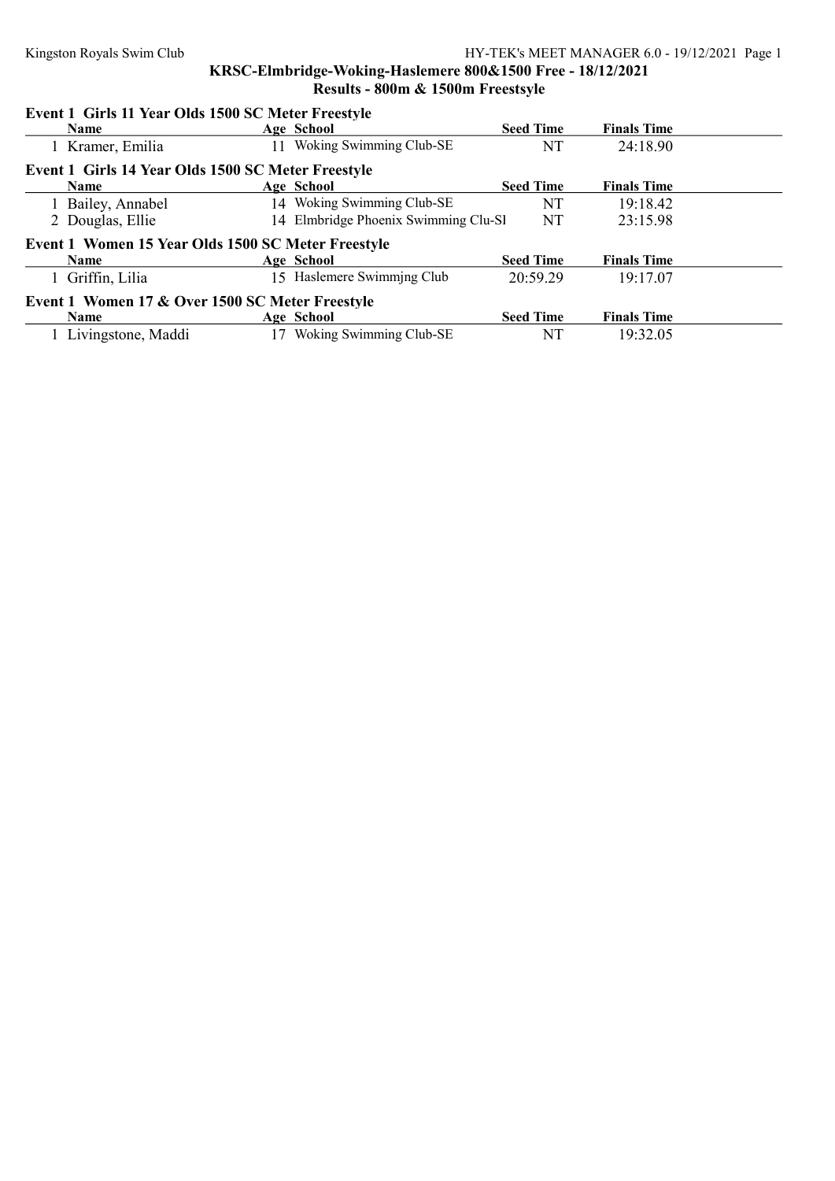# KRSC-Elmbridge-Woking-Haslemere 800&1500 Free - 18/12/2021

## Results - 800m & 1500m Freestsyle

### Event 1 Girls 11 Year Olds 1500 SC Meter Freestyle

| | Name | Age | School | Seed Time | Finals Time |
|---|---|---|---|---|---|
| 1 | Kramer, Emilia | 11 | Woking Swimming Club-SE | NT | 24:18.90 |

### Event 1 Girls 14 Year Olds 1500 SC Meter Freestyle

| | Name | Age | School | Seed Time | Finals Time |
|---|---|---|---|---|---|
| 1 | Bailey, Annabel | 14 | Woking Swimming Club-SE | NT | 19:18.42 |
| 2 | Douglas, Ellie | 14 | Elmbridge Phoenix Swimming Clu-SI | NT | 23:15.98 |

### Event 1 Women 15 Year Olds 1500 SC Meter Freestyle

| | Name | Age | School | Seed Time | Finals Time |
|---|---|---|---|---|---|
| 1 | Griffin, Lilia | 15 | Haslemere Swimmjng Club | 20:59.29 | 19:17.07 |

### Event 1 Women 17 & Over 1500 SC Meter Freestyle

| | Name | Age | School | Seed Time | Finals Time |
|---|---|---|---|---|---|
| 1 | Livingstone, Maddi | 17 | Woking Swimming Club-SE | NT | 19:32.05 |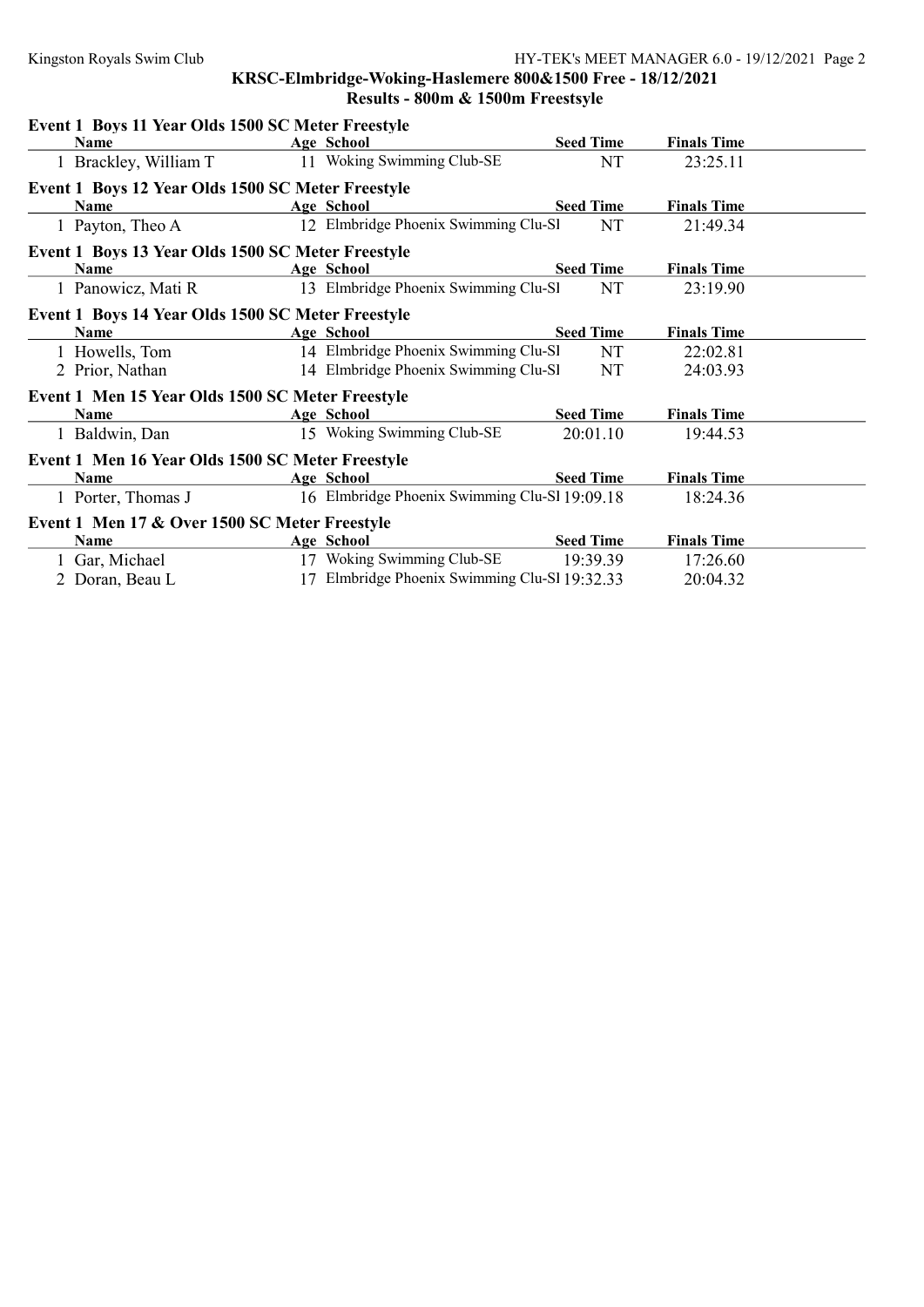## KRSC-Elmbridge-Woking-Haslemere 800&1500 Free - 18/12/2021

### Results - 800m & 1500m Freestsyle

**Event 1 Boys 11 Year Olds 1500 SC Meter Freestyle**

| | Name | Age | School | Seed Time | Finals Time |
|---|---|---|---|---|---|
| 1 | Brackley, William T | 11 | Woking Swimming Club-SE | NT | 23:25.11 |

**Event 1 Boys 12 Year Olds 1500 SC Meter Freestyle**

| | Name | Age | School | Seed Time | Finals Time |
|---|---|---|---|---|---|
| 1 | Payton, Theo A | 12 | Elmbridge Phoenix Swimming Clu-SI | NT | 21:49.34 |

**Event 1 Boys 13 Year Olds 1500 SC Meter Freestyle**

| | Name | Age | School | Seed Time | Finals Time |
|---|---|---|---|---|---|
| 1 | Panowicz, Mati R | 13 | Elmbridge Phoenix Swimming Clu-SI | NT | 23:19.90 |

**Event 1 Boys 14 Year Olds 1500 SC Meter Freestyle**

| | Name | Age | School | Seed Time | Finals Time |
|---|---|---|---|---|---|
| 1 | Howells, Tom | 14 | Elmbridge Phoenix Swimming Clu-SI | NT | 22:02.81 |
| 2 | Prior, Nathan | 14 | Elmbridge Phoenix Swimming Clu-SI | NT | 24:03.93 |

**Event 1 Men 15 Year Olds 1500 SC Meter Freestyle**

| | Name | Age | School | Seed Time | Finals Time |
|---|---|---|---|---|---|
| 1 | Baldwin, Dan | 15 | Woking Swimming Club-SE | 20:01.10 | 19:44.53 |

**Event 1 Men 16 Year Olds 1500 SC Meter Freestyle**

| | Name | Age | School | Seed Time | Finals Time |
|---|---|---|---|---|---|
| 1 | Porter, Thomas J | 16 | Elmbridge Phoenix Swimming Clu-SI | 19:09.18 | 18:24.36 |

**Event 1 Men 17 & Over 1500 SC Meter Freestyle**

| | Name | Age | School | Seed Time | Finals Time |
|---|---|---|---|---|---|
| 1 | Gar, Michael | 17 | Woking Swimming Club-SE | 19:39.39 | 17:26.60 |
| 2 | Doran, Beau L | 17 | Elmbridge Phoenix Swimming Clu-SI | 19:32.33 | 20:04.32 |